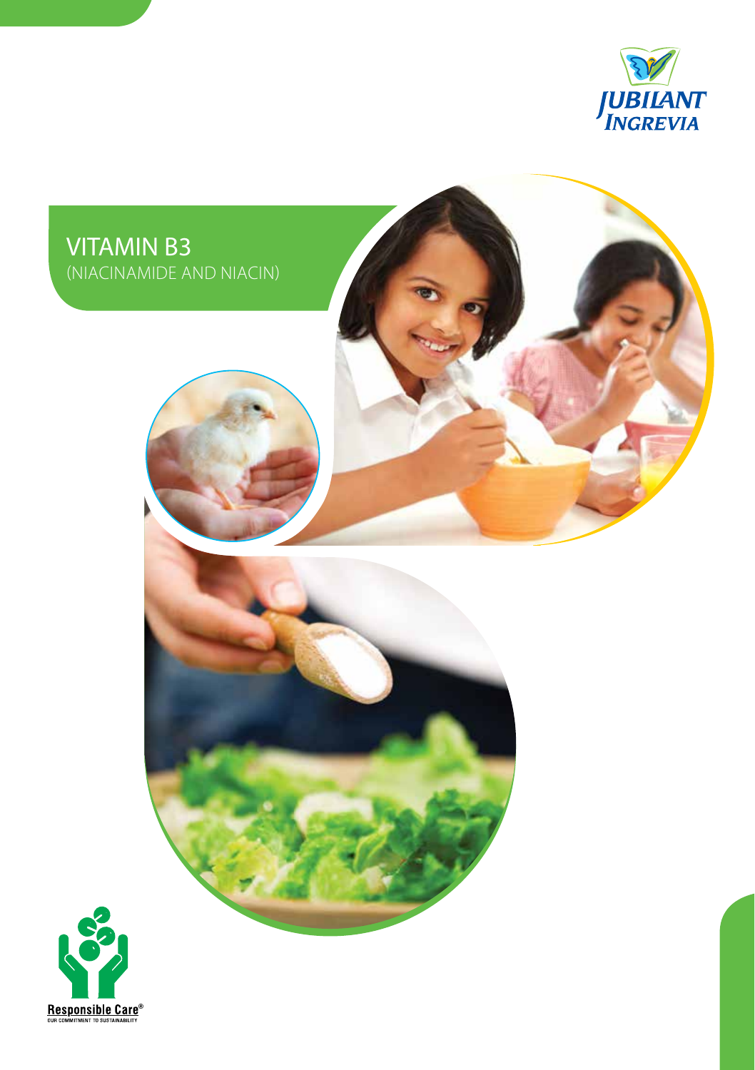JUBILANT INGREVIA

# VITAMIN B3

(NIACINAMIDE AND NIACIN)

Responsible Care®

OUR COMMITMENT TO SUSTAINABILITY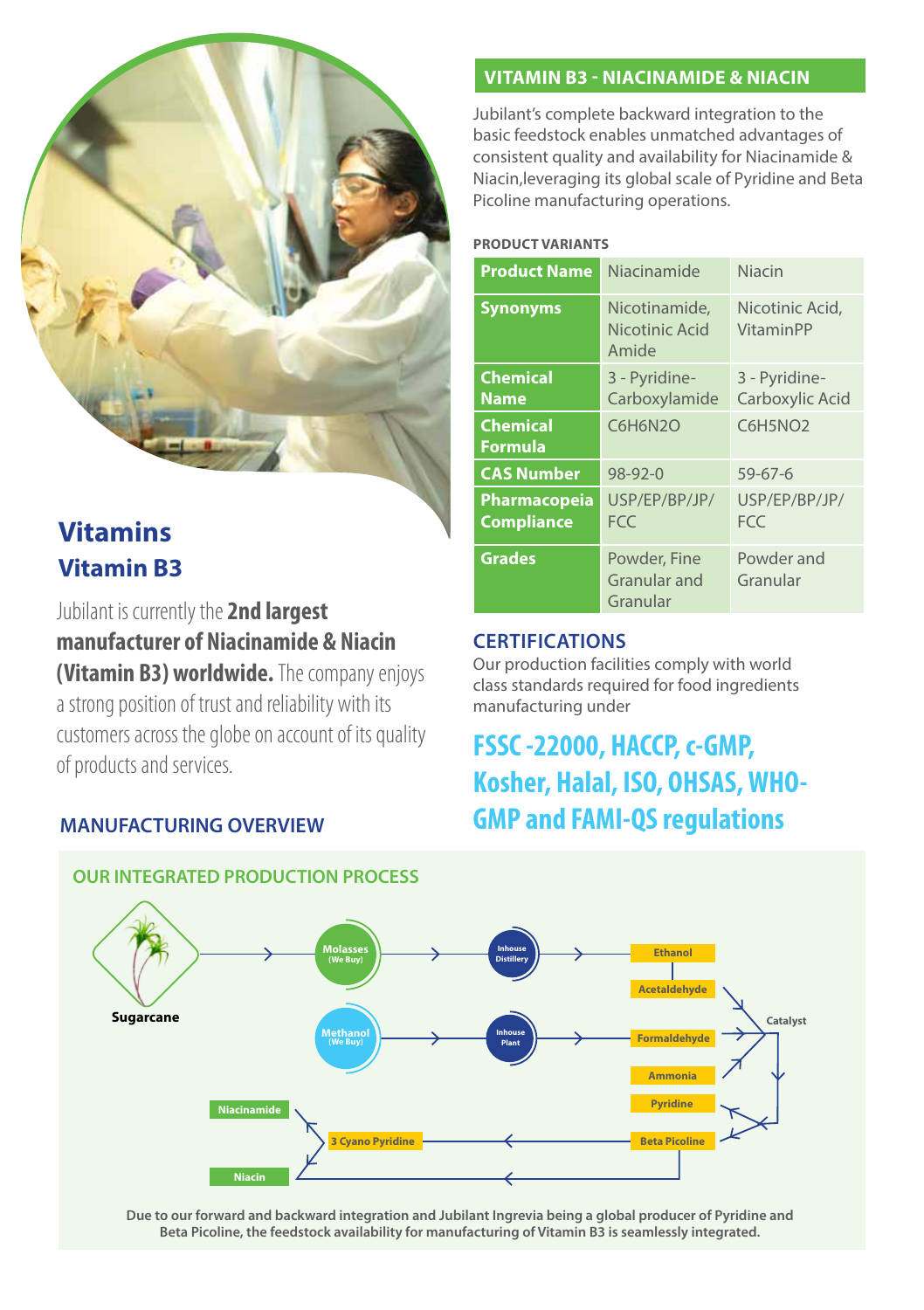# Vitamins

## Vitamin B3

Jubilant is currently the **2nd largest manufacturer of Niacinamide & Niacin (Vitamin B3) worldwide.** The company enjoys a strong position of trust and reliability with its customers across the globe on account of its quality of products and services.

## VITAMIN B3 - NIACINAMIDE & NIACIN

Jubilant's complete backward integration to the basic feedstock enables unmatched advantages of consistent quality and availability for Niacinamide & Niacin,leveraging its global scale of Pyridine and Beta Picoline manufacturing operations.

### PRODUCT VARIANTS

| Product Name | Niacinamide | Niacin |
|---|---|---|
| Synonyms | Nicotinamide, Nicotinic Acid Amide | Nicotinic Acid, VitaminPP |
| Chemical Name | 3 - Pyridine-Carboxylamide | 3 - Pyridine-Carboxylic Acid |
| Chemical Formula | $C_6H_6N_2O$ | $C_6H_5NO_2$ |
| CAS Number | 98-92-0 | 59-67-6 |
| Pharmacopeia Compliance | USP/EP/BP/JP/ FCC | USP/EP/BP/JP/ FCC |
| Grades | Powder, Fine Granular and Granular | Powder and Granular |

### CERTIFICATIONS

Our production facilities comply with world class standards required for food ingredients manufacturing under

**FSSC -22000, HACCP, c-GMP, Kosher, Halal, ISO, OHSAS, WHO-GMP and FAMI-QS regulations**

## MANUFACTURING OVERVIEW

### OUR INTEGRATED PRODUCTION PROCESS

Sugarcane → Molasses (We Buy) → Inhouse Distillery → Ethanol → Acetaldehyde

Methanol (We Buy) → Inhouse Plant → Formaldehyde

Acetaldehyde, Formaldehyde, Ammonia + Catalyst → Pyridine, Beta Picoline

Beta Picoline → 3 Cyano Pyridine → Niacinamide, Niacin

Beta Picoline → Niacin

Due to our forward and backward integration and Jubilant Ingrevia being a global producer of Pyridine and Beta Picoline, the feedstock availability for manufacturing of Vitamin B3 is seamlessly integrated.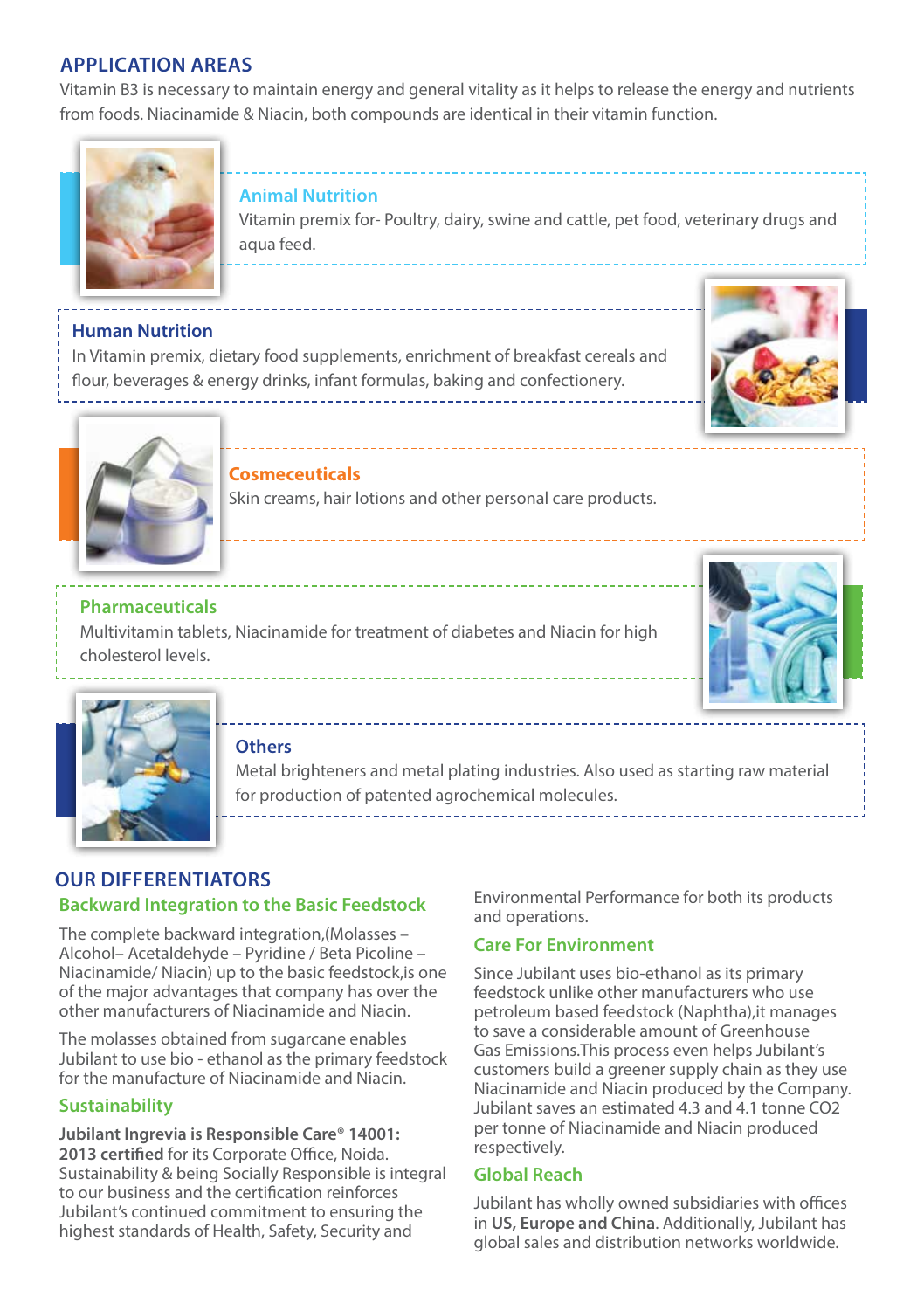## APPLICATION AREAS

Vitamin B3 is necessary to maintain energy and general vitality as it helps to release the energy and nutrients from foods. Niacinamide & Niacin, both compounds are identical in their vitamin function.

### Animal Nutrition

Vitamin premix for- Poultry, dairy, swine and cattle, pet food, veterinary drugs and aqua feed.

### Human Nutrition

In Vitamin premix, dietary food supplements, enrichment of breakfast cereals and flour, beverages & energy drinks, infant formulas, baking and confectionery.

### Cosmeceuticals

Skin creams, hair lotions and other personal care products.

### Pharmaceuticals

Multivitamin tablets, Niacinamide for treatment of diabetes and Niacin for high cholesterol levels.

### Others

Metal brighteners and metal plating industries. Also used as starting raw material for production of patented agrochemical molecules.

## OUR DIFFERENTIATORS

### Backward Integration to the Basic Feedstock

The complete backward integration,(Molasses – Alcohol– Acetaldehyde – Pyridine / Beta Picoline – Niacinamide/ Niacin) up to the basic feedstock,is one of the major advantages that company has over the other manufacturers of Niacinamide and Niacin.

The molasses obtained from sugarcane enables Jubilant to use bio - ethanol as the primary feedstock for the manufacture of Niacinamide and Niacin.

### Sustainability

**Jubilant Ingrevia is Responsible Care® 14001: 2013 certified** for its Corporate Office, Noida. Sustainability & being Socially Responsible is integral to our business and the certification reinforces Jubilant's continued commitment to ensuring the highest standards of Health, Safety, Security and Environmental Performance for both its products and operations.

### Care For Environment

Since Jubilant uses bio-ethanol as its primary feedstock unlike other manufacturers who use petroleum based feedstock (Naphtha),it manages to save a considerable amount of Greenhouse Gas Emissions.This process even helps Jubilant's customers build a greener supply chain as they use Niacinamide and Niacin produced by the Company. Jubilant saves an estimated 4.3 and 4.1 tonne $CO_2$ per tonne of Niacinamide and Niacin produced respectively.

### Global Reach

Jubilant has wholly owned subsidiaries with offices in **US, Europe and China**. Additionally, Jubilant has global sales and distribution networks worldwide.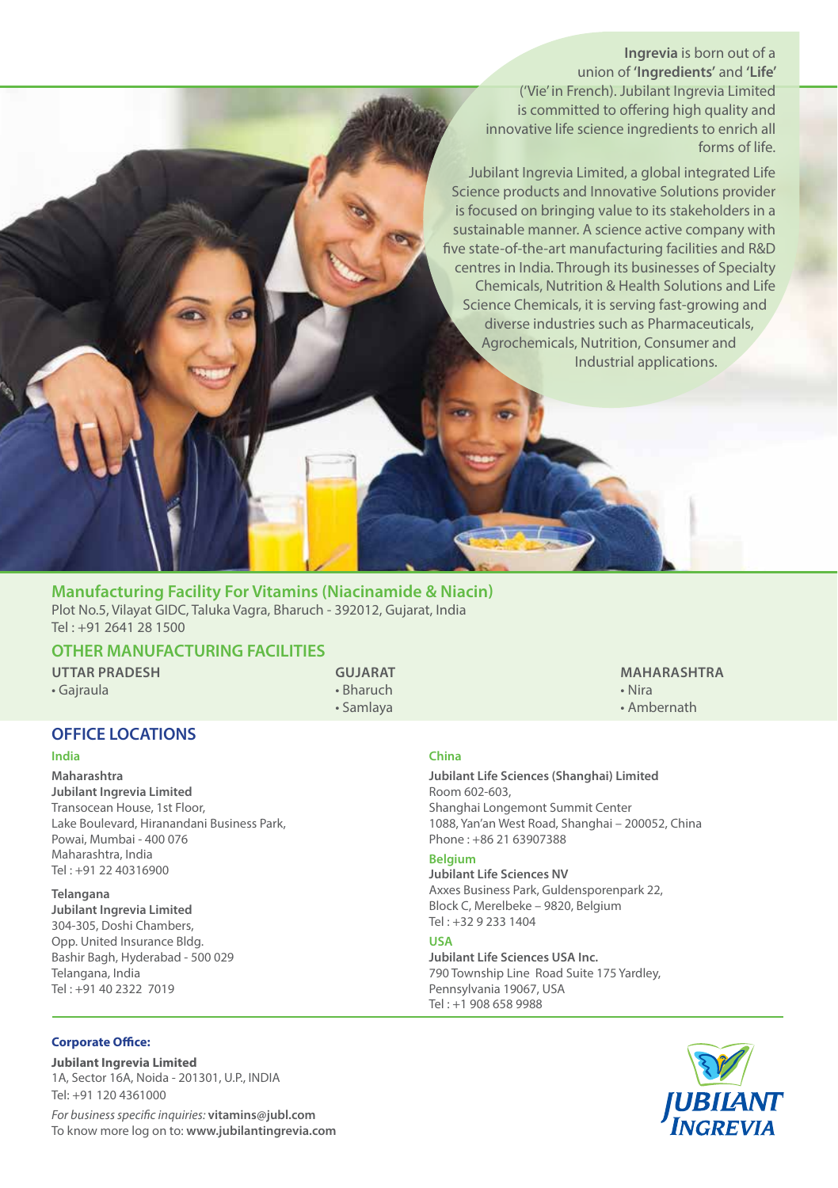**Ingrevia** is born out of a union of **'Ingredients'** and **'Life'** ('Vie' in French). Jubilant Ingrevia Limited is committed to offering high quality and innovative life science ingredients to enrich all forms of life.

Jubilant Ingrevia Limited, a global integrated Life Science products and Innovative Solutions provider is focused on bringing value to its stakeholders in a sustainable manner. A science active company with five state-of-the-art manufacturing facilities and R&D centres in India. Through its businesses of Specialty Chemicals, Nutrition & Health Solutions and Life Science Chemicals, it is serving fast-growing and diverse industries such as Pharmaceuticals, Agrochemicals, Nutrition, Consumer and Industrial applications.

## Manufacturing Facility For Vitamins (Niacinamide & Niacin)

Plot No.5, Vilayat GIDC, Taluka Vagra, Bharuch - 392012, Gujarat, India
Tel : +91 2641 28 1500

## OTHER MANUFACTURING FACILITIES

**UTTAR PRADESH**
- Gajraula

**GUJARAT**
- Bharuch
- Samlaya

**MAHARASHTRA**
- Nira
- Ambernath

## OFFICE LOCATIONS

### India

**Maharashtra**
**Jubilant Ingrevia Limited**
Transocean House, 1st Floor,
Lake Boulevard, Hiranandani Business Park,
Powai, Mumbai - 400 076
Maharashtra, India
Tel : +91 22 40316900

**Telangana**
**Jubilant Ingrevia Limited**
304-305, Doshi Chambers,
Opp. United Insurance Bldg.
Bashir Bagh, Hyderabad - 500 029
Telangana, India
Tel : +91 40 2322 7019

### China

**Jubilant Life Sciences (Shanghai) Limited**
Room 602-603,
Shanghai Longemont Summit Center
1088, Yan'an West Road, Shanghai – 200052, China
Phone : +86 21 63907388

### Belgium

**Jubilant Life Sciences NV**
Axxes Business Park, Guldensporenpark 22,
Block C, Merelbeke – 9820, Belgium
Tel : +32 9 233 1404

### USA

**Jubilant Life Sciences USA Inc.**
790 Township Line Road Suite 175 Yardley,
Pennsylvania 19067, USA
Tel : +1 908 658 9988

**Corporate Office:**

**Jubilant Ingrevia Limited**
1A, Sector 16A, Noida - 201301, U.P., INDIA
Tel: +91 120 4361000

*For business specific inquiries:* **vitamins@jubl.com**
To know more log on to: **www.jubilantingrevia.com**

JUBILANT INGREVIA